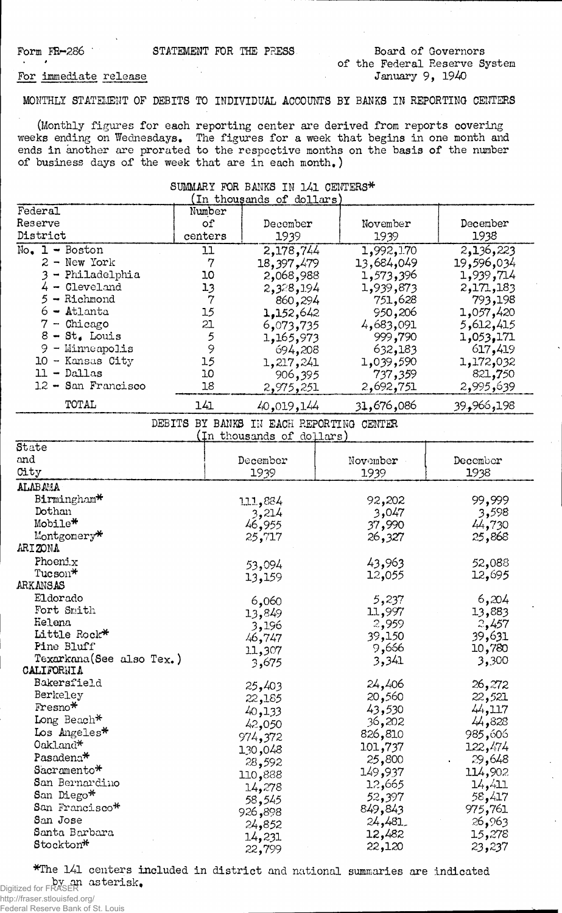Form FR-286 STATEMENT FOR THE PRESS Board of Governors of the Federal Reserve System

For immediate release January 9, 1940

# MONTHLY STATEMENT OF DEBITS TO INDIVIDUAL ACCOUNTS BY BANKS IN REPORTING CENTERS

(Monthly figures for each reporting center are derived from reports covering weeks ending on Wednesdays. The figures for a week that begins in one month and ends in another are prorated to the respective months on the basis of the number of business days of the week that are in each month.)

## SUMMARY FOR BANKS IN 141 CENTERS*
(In thousands of dollars)

| Federal Reserve District | Number of centers | December 1939 | November 1939 | December 1938 |
|---|---|---|---|---|
| No. 1 - Boston | 11 | 2,178,744 | 1,992,170 | 2,136,223 |
| 2 - New York | 7 | 18,397,479 | 13,684,049 | 19,596,034 |
| 3 - Philadelphia | 10 | 2,068,988 | 1,573,396 | 1,939,714 |
| 4 - Cleveland | 13 | 2,328,194 | 1,939,873 | 2,171,183 |
| 5 - Richmond | 7 | 860,294 | 751,628 | 793,198 |
| 6 - Atlanta | 15 | 1,152,642 | 950,206 | 1,057,420 |
| 7 - Chicago | 21 | 6,073,735 | 4,683,091 | 5,612,415 |
| 8 - St. Louis | 5 | 1,165,973 | 999,790 | 1,053,171 |
| 9 - Minneapolis | 9 | 694,208 | 632,183 | 617,419 |
| 10 - Kansas City | 15 | 1,217,241 | 1,039,590 | 1,172,032 |
| 11 - Dallas | 10 | 906,395 | 737,359 | 821,750 |
| 12 - San Francisco | 18 | 2,975,251 | 2,692,751 | 2,995,639 |
| TOTAL | 141 | 40,019,144 | 31,676,086 | 39,966,198 |

## DEBITS BY BANKS IN EACH REPORTING CENTER
(In thousands of dollars)

| State and City | December 1939 | November 1939 | December 1938 |
|---|---|---|---|
| **ALABAMA** | | | |
| Birmingham* | 111,884 | 92,202 | 99,999 |
| Dothan | 3,214 | 3,047 | 3,598 |
| Mobile* | 46,955 | 37,990 | 44,730 |
| Montgomery* | 25,717 | 26,327 | 25,868 |
| **ARIZONA** | | | |
| Phoenix | 53,094 | 43,963 | 52,088 |
| Tucson* | 13,159 | 12,055 | 12,695 |
| **ARKANSAS** | | | |
| Eldorado | 6,060 | 5,237 | 6,204 |
| Fort Smith | 13,849 | 11,997 | 13,883 |
| Helena | 3,196 | 2,959 | 2,457 |
| Little Rock* | 46,747 | 39,150 | 39,631 |
| Pine Bluff | 11,307 | 9,666 | 10,780 |
| Texarkana(See also Tex.) | 3,675 | 3,341 | 3,300 |
| **CALIFORNIA** | | | |
| Bakersfield | 25,403 | 24,406 | 26,272 |
| Berkeley | 22,185 | 20,560 | 22,521 |
| Fresno* | 40,133 | 43,530 | 44,117 |
| Long Beach* | 42,050 | 36,202 | 44,828 |
| Los Angeles* | 974,372 | 826,810 | 985,606 |
| Oakland* | 130,048 | 101,737 | 122,474 |
| Pasadena* | 28,592 | 25,800 | 29,648 |
| Sacramento* | 110,888 | 149,937 | 114,902 |
| San Bernardino | 14,278 | 12,665 | 14,411 |
| San Diego* | 58,545 | 52,397 | 58,417 |
| San Francisco* | 926,898 | 849,843 | 975,761 |
| San Jose | 24,852 | 24,481 | 26,963 |
| Santa Barbara | 14,231 | 12,482 | 15,278 |
| Stockton* | 22,799 | 22,120 | 23,237 |

*The 141 centers included in district and national summaries are indicated by an asterisk.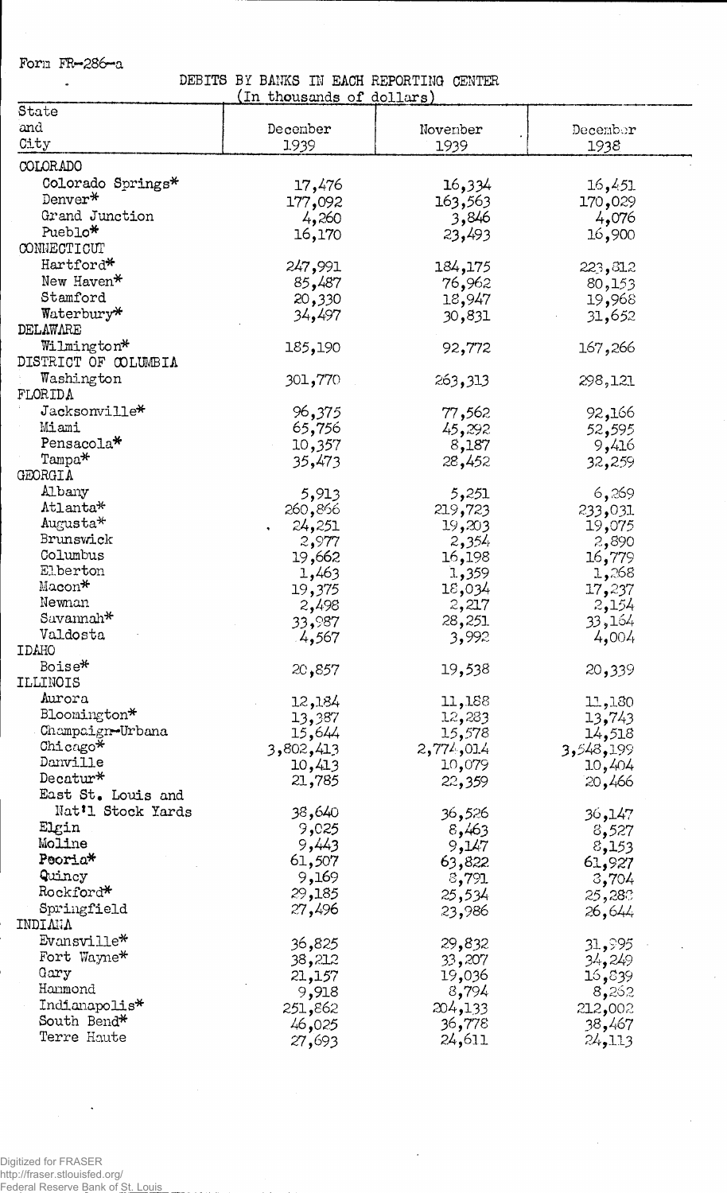Form FR-286-a

DEBITS BY BANKS IN EACH REPORTING CENTER

(In thousands of dollars)

| State and City | December 1939 | November 1939 | December 1938 |
|---|---|---|---|
| COLORADO | | | |
| Colorado Springs* | 17,476 | 16,334 | 16,451 |
| Denver* | 177,092 | 163,563 | 170,029 |
| Grand Junction | 4,260 | 3,846 | 4,076 |
| Pueblo* | 16,170 | 23,493 | 16,900 |
| CONNECTICUT | | | |
| Hartford* | 247,991 | 184,175 | 223,812 |
| New Haven* | 85,487 | 76,962 | 80,153 |
| Stamford | 20,330 | 18,947 | 19,968 |
| Waterbury* | 34,497 | 30,831 | 31,652 |
| DELAWARE | | | |
| Wilmington* | 185,190 | 92,772 | 167,266 |
| DISTRICT OF COLUMBIA | | | |
| Washington | 301,770 | 263,313 | 298,121 |
| FLORIDA | | | |
| Jacksonville* | 96,375 | 77,562 | 92,166 |
| Miami | 65,756 | 45,292 | 52,595 |
| Pensacola* | 10,357 | 8,187 | 9,416 |
| Tampa* | 35,473 | 28,452 | 32,259 |
| GEORGIA | | | |
| Albany | 5,913 | 5,251 | 6,269 |
| Atlanta* | 260,866 | 219,723 | 233,031 |
| Augusta* | 24,251 | 19,203 | 19,075 |
| Brunswick | 2,977 | 2,354 | 2,890 |
| Columbus | 19,662 | 16,198 | 16,779 |
| Elberton | 1,463 | 1,359 | 1,268 |
| Macon* | 19,375 | 18,034 | 17,237 |
| Newnan | 2,498 | 2,217 | 2,154 |
| Savannah* | 33,987 | 28,251 | 33,164 |
| Valdosta | 4,567 | 3,992 | 4,004 |
| IDAHO | | | |
| Boise* | 20,857 | 19,538 | 20,339 |
| ILLINOIS | | | |
| Aurora | 12,184 | 11,188 | 11,180 |
| Bloomington* | 13,387 | 12,283 | 13,743 |
| Champaign-Urbana | 15,644 | 15,578 | 14,518 |
| Chicago* | 3,802,413 | 2,774,014 | 3,548,199 |
| Danville | 10,413 | 10,079 | 10,404 |
| Decatur* | 21,785 | 22,359 | 20,466 |
| East St. Louis and Nat'l Stock Yards | 38,640 | 36,526 | 36,147 |
| Elgin | 9,025 | 8,463 | 8,527 |
| Moline | 9,443 | 9,147 | 8,153 |
| Peoria* | 61,507 | 63,822 | 61,927 |
| Quincy | 9,169 | 8,791 | 8,704 |
| Rockford* | 29,185 | 25,534 | 25,282 |
| Springfield | 27,496 | 23,986 | 26,644 |
| INDIANA | | | |
| Evansville* | 36,825 | 29,832 | 31,995 |
| Fort Wayne* | 38,212 | 33,207 | 34,249 |
| Gary | 21,157 | 19,036 | 16,839 |
| Hammond | 9,918 | 8,794 | 8,262 |
| Indianapolis* | 251,862 | 204,133 | 212,002 |
| South Bend* | 46,025 | 36,778 | 38,467 |
| Terre Haute | 27,693 | 24,611 | 24,113 |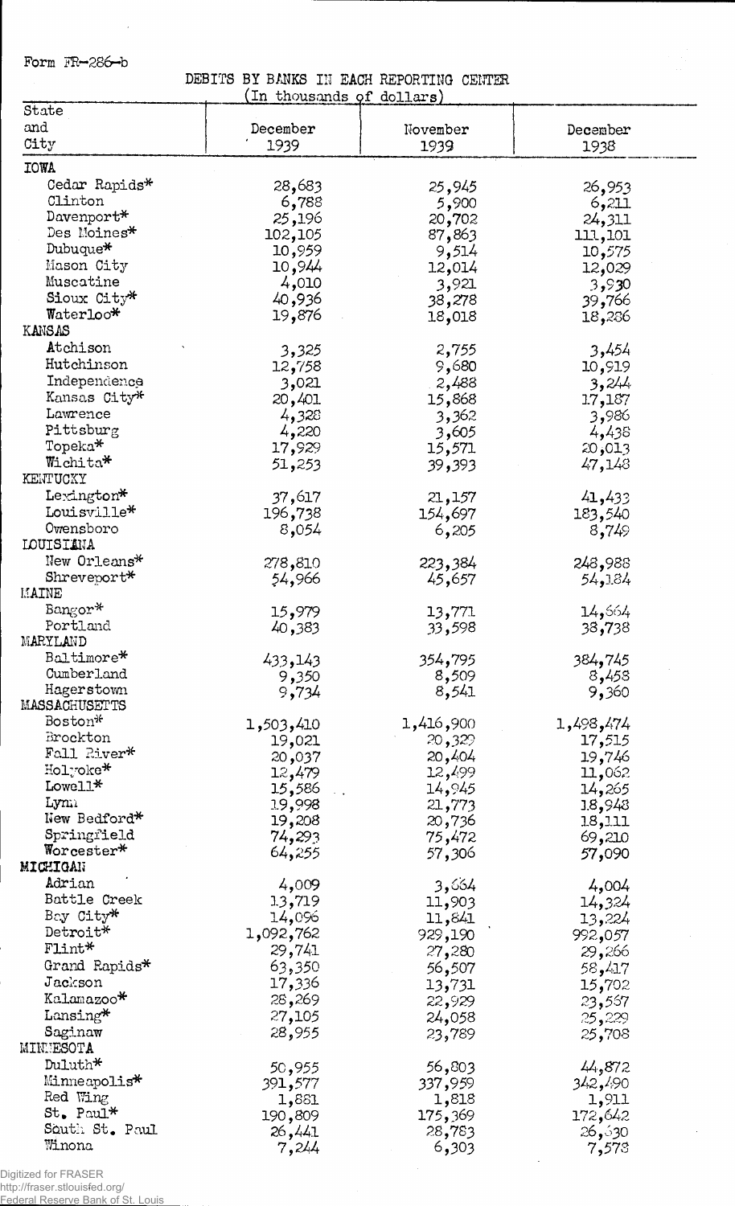Form FR-286-b

DEBITS BY BANKS IN EACH REPORTING CENTER

(In thousands of dollars)

| State and City | December 1939 | November 1939 | December 1938 |
|---|---|---|---|
| **IOWA** | | | |
| Cedar Rapids* | 28,683 | 25,945 | 26,953 |
| Clinton | 6,788 | 5,900 | 6,211 |
| Davenport* | 25,196 | 20,702 | 24,311 |
| Des Moines* | 102,105 | 87,863 | 111,101 |
| Dubuque* | 10,959 | 9,514 | 10,575 |
| Mason City | 10,944 | 12,014 | 12,029 |
| Muscatine | 4,010 | 3,921 | 3,930 |
| Sioux City* | 40,936 | 38,278 | 39,766 |
| Waterloo* | 19,876 | 18,018 | 18,286 |
| **KANSAS** | | | |
| Atchison | 3,325 | 2,755 | 3,454 |
| Hutchinson | 12,758 | 9,680 | 10,919 |
| Independence | 3,021 | 2,488 | 3,244 |
| Kansas City* | 20,401 | 15,868 | 17,187 |
| Lawrence | 4,328 | 3,362 | 3,986 |
| Pittsburg | 4,220 | 3,605 | 4,438 |
| Topeka* | 17,929 | 15,571 | 20,013 |
| Wichita* | 51,253 | 39,393 | 47,148 |
| **KENTUCKY** | | | |
| Lexington* | 37,617 | 21,157 | 41,433 |
| Louisville* | 196,738 | 154,697 | 183,540 |
| Owensboro | 8,054 | 6,205 | 8,749 |
| **LOUISIANA** | | | |
| New Orleans* | 278,810 | 223,384 | 248,988 |
| Shreveport* | 54,966 | 45,657 | 54,184 |
| **MAINE** | | | |
| Bangor* | 15,979 | 13,771 | 14,664 |
| Portland | 40,383 | 33,598 | 38,738 |
| **MARYLAND** | | | |
| Baltimore* | 433,143 | 354,795 | 384,745 |
| Cumberland | 9,350 | 8,509 | 8,458 |
| Hagerstown | 9,734 | 8,541 | 9,360 |
| **MASSACHUSETTS** | | | |
| Boston* | 1,503,410 | 1,416,900 | 1,498,474 |
| Brockton | 19,021 | 20,329 | 17,515 |
| Fall River* | 20,037 | 20,404 | 19,746 |
| Holyoke* | 12,479 | 12,499 | 11,062 |
| Lowell* | 15,586 | 14,945 | 14,265 |
| Lynn | 19,998 | 21,773 | 18,948 |
| New Bedford* | 19,208 | 20,736 | 18,111 |
| Springfield | 74,293 | 75,472 | 69,210 |
| Worcester* | 64,255 | 57,306 | 57,090 |
| **MICHIGAN** | | | |
| Adrian | 4,009 | 3,664 | 4,004 |
| Battle Creek | 13,719 | 11,903 | 14,324 |
| Bay City* | 14,096 | 11,841 | 13,224 |
| Detroit* | 1,092,762 | 929,190 | 992,057 |
| Flint* | 29,741 | 27,280 | 29,266 |
| Grand Rapids* | 63,350 | 56,507 | 58,417 |
| Jackson | 17,336 | 13,731 | 15,702 |
| Kalamazoo* | 28,269 | 22,929 | 23,567 |
| Lansing* | 27,105 | 24,058 | 25,229 |
| Saginaw | 28,955 | 23,789 | 25,708 |
| **MINNESOTA** | | | |
| Duluth* | 50,955 | 56,803 | 44,872 |
| Minneapolis* | 391,577 | 337,959 | 342,490 |
| Red Wing | 1,881 | 1,818 | 1,911 |
| St. Paul* | 190,809 | 175,369 | 172,642 |
| South St. Paul | 26,441 | 28,783 | 26,630 |
| Winona | 7,244 | 6,303 | 7,578 |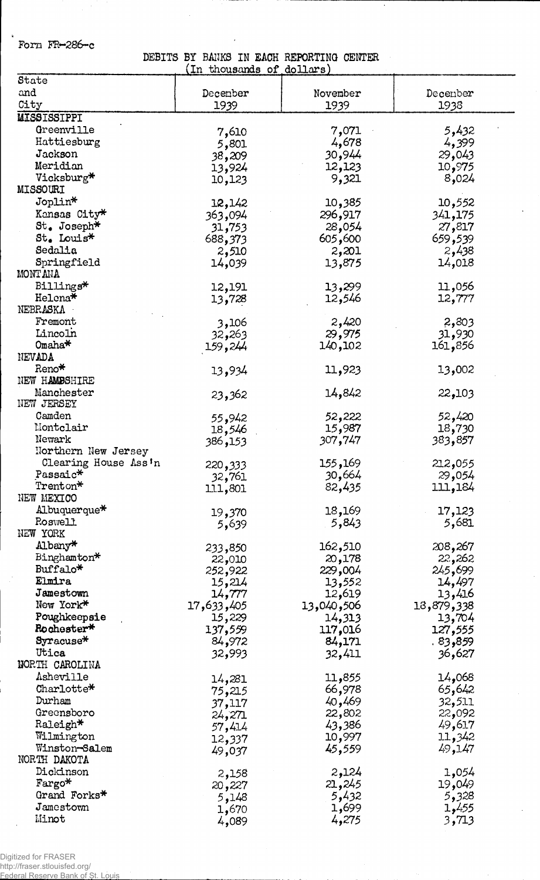Form FR-286-c

DEBITS BY BANKS IN EACH REPORTING CENTER
(In thousands of dollars)

| State and City | December 1939 | November 1939 | December 1938 |
|---|---|---|---|
| MISSISSIPPI | | | |
| Greenville | 7,610 | 7,071 | 5,432 |
| Hattiesburg | 5,801 | 4,678 | 4,399 |
| Jackson | 38,209 | 30,944 | 29,043 |
| Meridian | 13,924 | 12,123 | 10,975 |
| Vicksburg* | 10,123 | 9,321 | 8,024 |
| MISSOURI | | | |
| Joplin* | 12,142 | 10,385 | 10,552 |
| Kansas City* | 363,094 | 296,917 | 341,175 |
| St. Joseph* | 31,753 | 28,054 | 27,817 |
| St. Louis* | 688,373 | 605,600 | 659,539 |
| Sedalia | 2,510 | 2,201 | 2,438 |
| Springfield | 14,039 | 13,875 | 14,018 |
| MONTANA | | | |
| Billings* | 12,191 | 13,299 | 11,056 |
| Helena* | 13,728 | 12,546 | 12,777 |
| NEBRASKA | | | |
| Fremont | 3,106 | 2,420 | 2,803 |
| Lincoln | 32,263 | 29,975 | 31,930 |
| Omaha* | 159,244 | 140,102 | 161,856 |
| NEVADA | | | |
| Reno* | 13,934 | 11,923 | 13,002 |
| NEW HAMPSHIRE | | | |
| Manchester | 23,362 | 14,842 | 22,103 |
| NEW JERSEY | | | |
| Camden | 55,942 | 52,222 | 52,420 |
| Montclair | 18,546 | 15,987 | 18,730 |
| Newark | 386,153 | 307,747 | 383,857 |
| Northern New Jersey Clearing House Ass'n | 220,333 | 155,169 | 212,055 |
| Passaic* | 32,761 | 30,664 | 29,054 |
| Trenton* | 111,801 | 82,435 | 111,184 |
| NEW MEXICO | | | |
| Albuquerque* | 19,370 | 18,169 | 17,123 |
| Roswell | 5,639 | 5,843 | 5,681 |
| NEW YORK | | | |
| Albany* | 233,850 | 162,510 | 208,267 |
| Binghamton* | 22,010 | 20,178 | 22,262 |
| Buffalo* | 252,922 | 229,004 | 245,699 |
| Elmira | 15,214 | 13,552 | 14,497 |
| Jamestown | 14,777 | 12,619 | 13,416 |
| New York* | 17,633,405 | 13,040,506 | 18,879,338 |
| Poughkeepsie | 15,229 | 14,313 | 13,704 |
| Rochester* | 137,559 | 117,016 | 127,555 |
| Syracuse* | 84,972 | 84,171 | 83,859 |
| Utica | 32,993 | 32,411 | 36,627 |
| NORTH CAROLINA | | | |
| Asheville | 14,281 | 11,855 | 14,068 |
| Charlotte* | 75,215 | 66,978 | 65,642 |
| Durham | 37,117 | 40,469 | 32,511 |
| Greensboro | 24,271 | 22,802 | 22,092 |
| Raleigh* | 57,414 | 43,386 | 49,617 |
| Wilmington | 12,337 | 10,997 | 11,342 |
| Winston-Salem | 49,037 | 45,559 | 49,147 |
| NORTH DAKOTA | | | |
| Dickinson | 2,158 | 2,124 | 1,054 |
| Fargo* | 20,227 | 21,245 | 19,049 |
| Grand Forks* | 5,148 | 5,432 | 5,328 |
| Jamestown | 1,670 | 1,699 | 1,455 |
| Minot | 4,089 | 4,275 | 3,713 |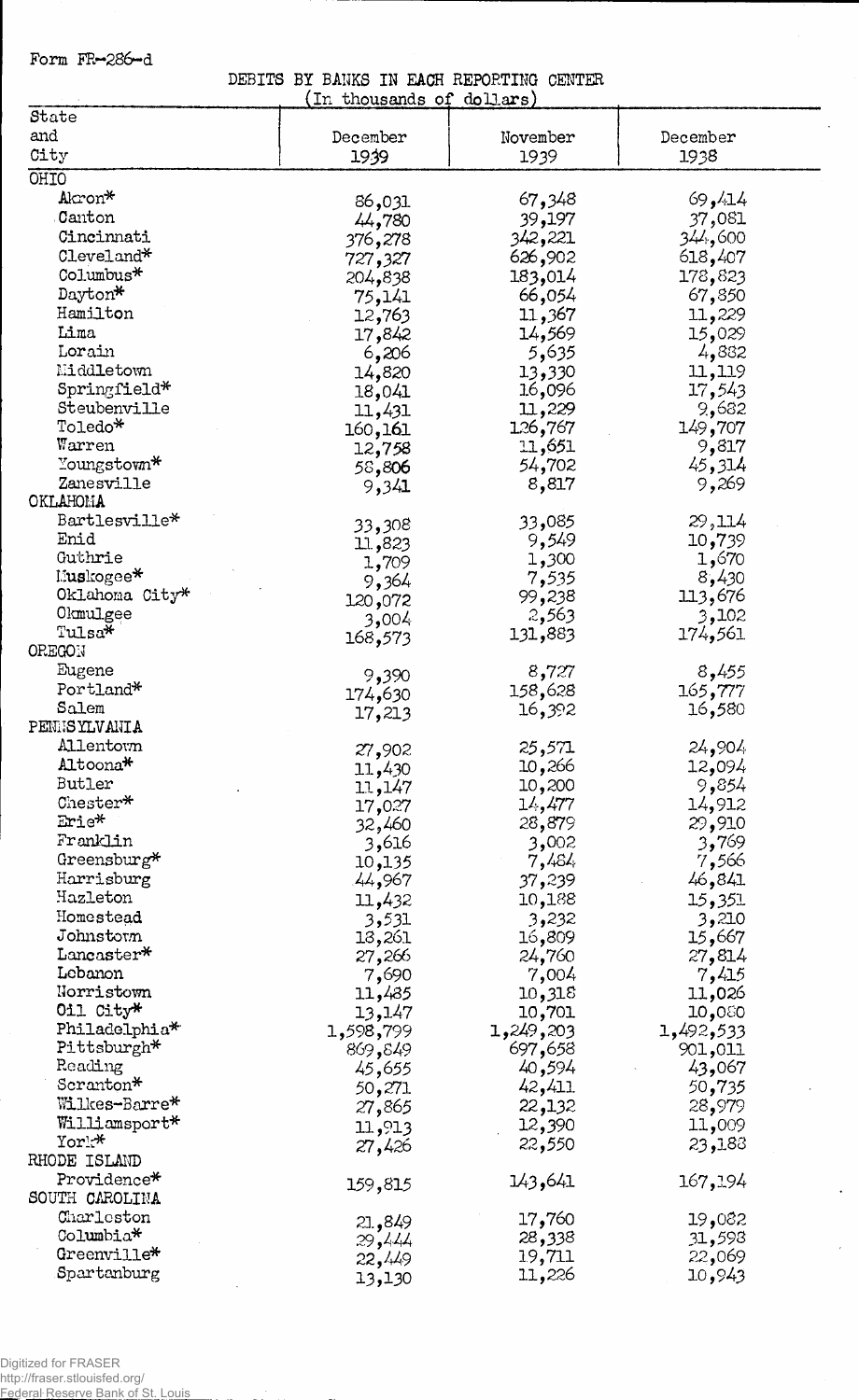Form FR-286-d

DEBITS BY BANKS IN EACH REPORTING CENTER
(In thousands of dollars)

| State and City | December 1939 | November 1939 | December 1938 |
|---|---|---|---|
| OHIO | | | |
| Akron* | 86,031 | 67,348 | 69,414 |
| Canton | 44,780 | 39,197 | 37,081 |
| Cincinnati | 376,278 | 342,221 | 344,600 |
| Cleveland* | 727,327 | 626,902 | 618,407 |
| Columbus* | 204,838 | 183,014 | 178,823 |
| Dayton* | 75,141 | 66,054 | 67,850 |
| Hamilton | 12,763 | 11,367 | 11,229 |
| Lima | 17,842 | 14,569 | 15,029 |
| Lorain | 6,206 | 5,635 | 4,882 |
| Middletown | 14,820 | 13,330 | 11,119 |
| Springfield* | 18,041 | 16,096 | 17,543 |
| Steubenville | 11,431 | 11,229 | 9,682 |
| Toledo* | 160,161 | 126,767 | 149,707 |
| Warren | 12,758 | 11,651 | 9,817 |
| Youngstown* | 58,806 | 54,702 | 45,314 |
| Zanesville | 9,341 | 8,817 | 9,269 |
| OKLAHOMA | | | |
| Bartlesville* | 33,308 | 33,085 | 29,114 |
| Enid | 11,823 | 9,549 | 10,739 |
| Guthrie | 1,709 | 1,300 | 1,670 |
| Muskogee* | 9,364 | 7,535 | 8,430 |
| Oklahoma City* | 120,072 | 99,238 | 113,676 |
| Okmulgee | 3,004 | 2,563 | 3,102 |
| Tulsa* | 168,573 | 131,883 | 174,561 |
| OREGON | | | |
| Eugene | 9,390 | 8,727 | 8,455 |
| Portland* | 174,630 | 158,628 | 165,777 |
| Salem | 17,213 | 16,392 | 16,580 |
| PENNSYLVANIA | | | |
| Allentown | 27,902 | 25,571 | 24,904 |
| Altoona* | 11,430 | 10,266 | 12,094 |
| Butler | 11,147 | 10,200 | 9,854 |
| Chester* | 17,027 | 14,477 | 14,912 |
| Erie* | 32,460 | 28,879 | 29,910 |
| Franklin | 3,616 | 3,002 | 3,769 |
| Greensburg* | 10,135 | 7,484 | 7,566 |
| Harrisburg | 44,967 | 37,239 | 46,841 |
| Hazleton | 11,432 | 10,188 | 15,351 |
| Homestead | 3,531 | 3,232 | 3,210 |
| Johnstown | 18,261 | 16,809 | 15,667 |
| Lancaster* | 27,266 | 24,760 | 27,814 |
| Lebanon | 7,690 | 7,004 | 7,415 |
| Norristown | 11,485 | 10,318 | 11,026 |
| Oil City* | 13,147 | 10,701 | 10,080 |
| Philadelphia* | 1,598,799 | 1,249,203 | 1,492,533 |
| Pittsburgh* | 869,849 | 697,658 | 901,011 |
| Reading | 45,655 | 40,594 | 43,067 |
| Scranton* | 50,271 | 42,411 | 50,735 |
| Wilkes-Barre* | 27,865 | 22,132 | 28,979 |
| Williamsport* | 11,913 | 12,390 | 11,009 |
| York* | 27,426 | 22,550 | 23,183 |
| RHODE ISLAND | | | |
| Providence* | 159,815 | 143,641 | 167,194 |
| SOUTH CAROLINA | | | |
| Charleston | 21,849 | 17,760 | 19,082 |
| Columbia* | 29,444 | 28,338 | 31,598 |
| Greenville* | 22,449 | 19,711 | 22,069 |
| Spartanburg | 13,130 | 11,226 | 10,943 |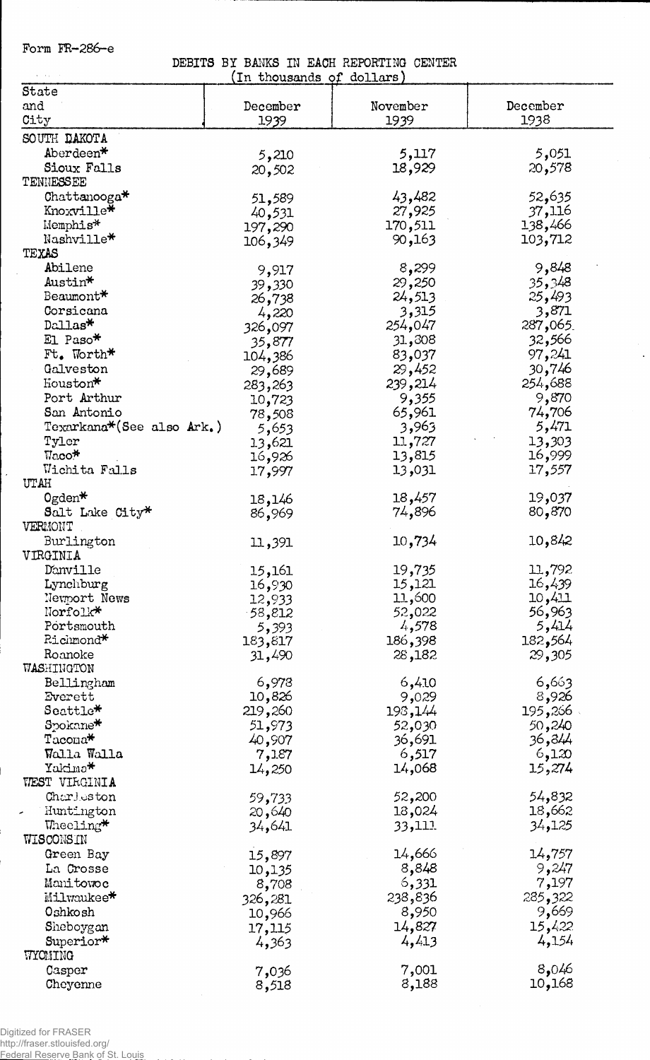Form FR-286-e

DEBITS BY BANKS IN EACH REPORTING CENTER
(In thousands of dollars)

| State and City | December 1939 | November 1939 | December 1938 |
|---|---|---|---|
| SOUTH DAKOTA | | | |
| Aberdeen* | 5,210 | 5,117 | 5,051 |
| Sioux Falls | 20,502 | 18,929 | 20,578 |
| TENNESSEE | | | |
| Chattanooga* | 51,589 | 43,482 | 52,635 |
| Knoxville* | 40,531 | 27,925 | 37,116 |
| Memphis* | 197,290 | 170,511 | 138,466 |
| Nashville* | 106,349 | 90,163 | 103,712 |
| TEXAS | | | |
| Abilene | 9,917 | 8,299 | 9,848 |
| Austin* | 39,330 | 29,250 | 35,348 |
| Beaumont* | 26,738 | 24,513 | 25,493 |
| Corsicana | 4,220 | 3,315 | 3,871 |
| Dallas* | 326,097 | 254,047 | 287,065 |
| El Paso* | 35,877 | 31,308 | 32,566 |
| Ft. Worth* | 104,386 | 83,037 | 97,241 |
| Galveston | 29,689 | 29,452 | 30,746 |
| Houston* | 283,263 | 239,214 | 254,688 |
| Port Arthur | 10,723 | 9,355 | 9,870 |
| San Antonio | 78,508 | 65,961 | 74,706 |
| Texarkana*(See also Ark.) | 5,653 | 3,963 | 5,471 |
| Tyler | 13,621 | 11,727 | 13,303 |
| Waco* | 16,926 | 13,815 | 16,999 |
| Wichita Falls | 17,997 | 13,031 | 17,557 |
| UTAH | | | |
| Ogden* | 18,146 | 18,457 | 19,037 |
| Salt Lake City* | 86,969 | 74,896 | 80,870 |
| VERMONT | | | |
| Burlington | 11,391 | 10,734 | 10,842 |
| VIRGINIA | | | |
| Danville | 15,161 | 19,735 | 11,792 |
| Lynchburg | 16,930 | 15,121 | 16,439 |
| Newport News | 12,933 | 11,600 | 10,411 |
| Norfolk* | 58,812 | 52,022 | 56,963 |
| Portsmouth | 5,393 | 4,578 | 5,414 |
| Richmond* | 183,817 | 186,398 | 182,564 |
| Roanoke | 31,490 | 28,182 | 29,305 |
| WASHINGTON | | | |
| Bellingham | 6,978 | 6,410 | 6,663 |
| Everett | 10,826 | 9,029 | 8,926 |
| Seattle* | 219,260 | 198,144 | 195,266 |
| Spokane* | 51,973 | 52,030 | 50,240 |
| Tacoma* | 40,907 | 36,691 | 36,844 |
| Walla Walla | 7,187 | 6,517 | 6,120 |
| Yakima* | 14,250 | 14,068 | 15,274 |
| WEST VIRGINIA | | | |
| Charleston | 59,733 | 52,200 | 54,832 |
| Huntington | 20,640 | 18,024 | 18,662 |
| Wheeling* | 34,641 | 33,111 | 34,125 |
| WISCONSIN | | | |
| Green Bay | 15,897 | 14,666 | 14,757 |
| La Crosse | 10,135 | 8,848 | 9,247 |
| Manitowoc | 8,708 | 6,331 | 7,197 |
| Milwaukee* | 326,281 | 238,836 | 285,322 |
| Oshkosh | 10,966 | 8,950 | 9,669 |
| Sheboygan | 17,115 | 14,827 | 15,422 |
| Superior* | 4,363 | 4,413 | 4,154 |
| WYOMING | | | |
| Casper | 7,036 | 7,001 | 8,046 |
| Cheyenne | 8,518 | 8,188 | 10,168 |